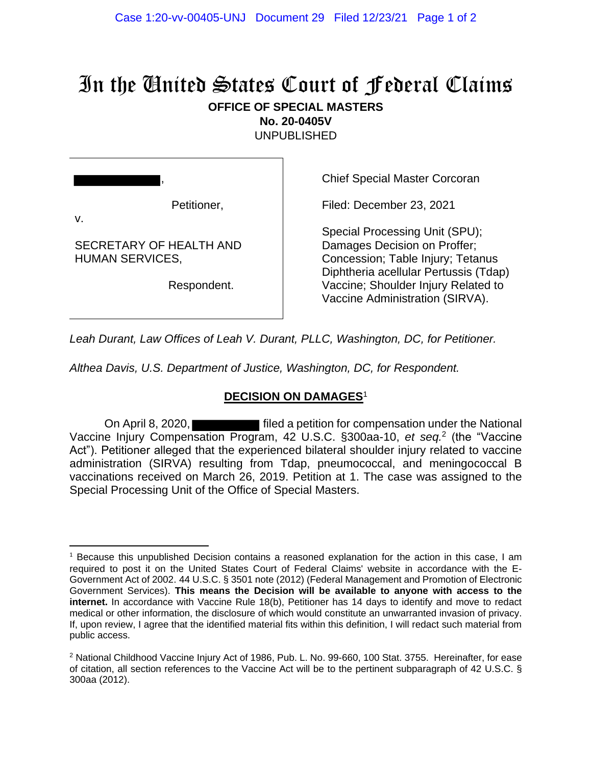# In the United States Court of Federal Claims

**OFFICE OF SPECIAL MASTERS**
**No. 20-0405V**
UNPUBLISHED

| | |
|---|---|
| [REDACTED], Petitioner, v. SECRETARY OF HEALTH AND HUMAN SERVICES, Respondent. | Chief Special Master Corcoran<br><br>Filed: December 23, 2021<br><br>Special Processing Unit (SPU); Damages Decision on Proffer; Concession; Table Injury; Tetanus Diphtheria acellular Pertussis (Tdap) Vaccine; Shoulder Injury Related to Vaccine Administration (SIRVA). |

*Leah Durant, Law Offices of Leah V. Durant, PLLC, Washington, DC, for Petitioner.*

*Althea Davis, U.S. Department of Justice, Washington, DC, for Respondent.*

## DECISION ON DAMAGES[1]

On April 8, 2020, [REDACTED] filed a petition for compensation under the National Vaccine Injury Compensation Program, 42 U.S.C. §300aa-10, *et seq.*[2] (the "Vaccine Act"). Petitioner alleged that the experienced bilateral shoulder injury related to vaccine administration (SIRVA) resulting from Tdap, pneumococcal, and meningococcal B vaccinations received on March 26, 2019. Petition at 1. The case was assigned to the Special Processing Unit of the Office of Special Masters.

---

[1] Because this unpublished Decision contains a reasoned explanation for the action in this case, I am required to post it on the United States Court of Federal Claims' website in accordance with the E-Government Act of 2002. 44 U.S.C. § 3501 note (2012) (Federal Management and Promotion of Electronic Government Services). **This means the Decision will be available to anyone with access to the internet.** In accordance with Vaccine Rule 18(b), Petitioner has 14 days to identify and move to redact medical or other information, the disclosure of which would constitute an unwarranted invasion of privacy. If, upon review, I agree that the identified material fits within this definition, I will redact such material from public access.

[2] National Childhood Vaccine Injury Act of 1986, Pub. L. No. 99-660, 100 Stat. 3755. Hereinafter, for ease of citation, all section references to the Vaccine Act will be to the pertinent subparagraph of 42 U.S.C. § 300aa (2012).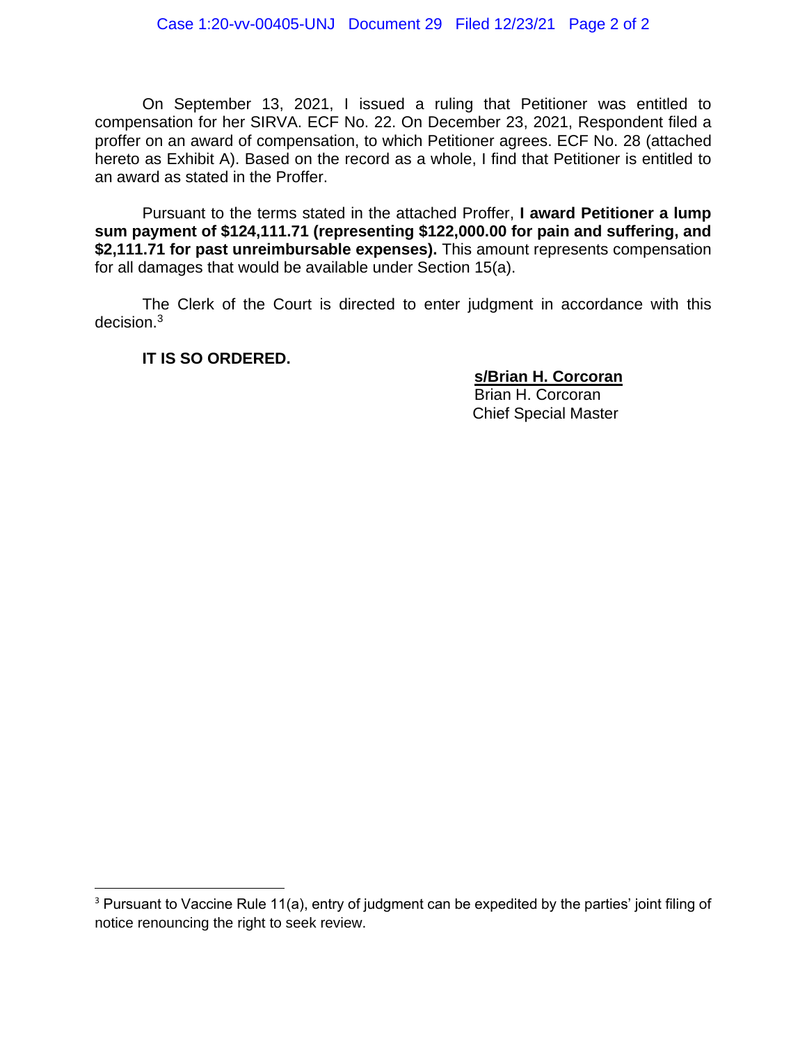On September 13, 2021, I issued a ruling that Petitioner was entitled to compensation for her SIRVA. ECF No. 22. On December 23, 2021, Respondent filed a proffer on an award of compensation, to which Petitioner agrees. ECF No. 28 (attached hereto as Exhibit A). Based on the record as a whole, I find that Petitioner is entitled to an award as stated in the Proffer.

Pursuant to the terms stated in the attached Proffer, **I award Petitioner a lump sum payment of $124,111.71 (representing $122,000.00 for pain and suffering, and $2,111.71 for past unreimbursable expenses).** This amount represents compensation for all damages that would be available under Section 15(a).

The Clerk of the Court is directed to enter judgment in accordance with this decision.[3]

**IT IS SO ORDERED.**

**s/Brian H. Corcoran**
Brian H. Corcoran
Chief Special Master

---

[3] Pursuant to Vaccine Rule 11(a), entry of judgment can be expedited by the parties' joint filing of notice renouncing the right to seek review.